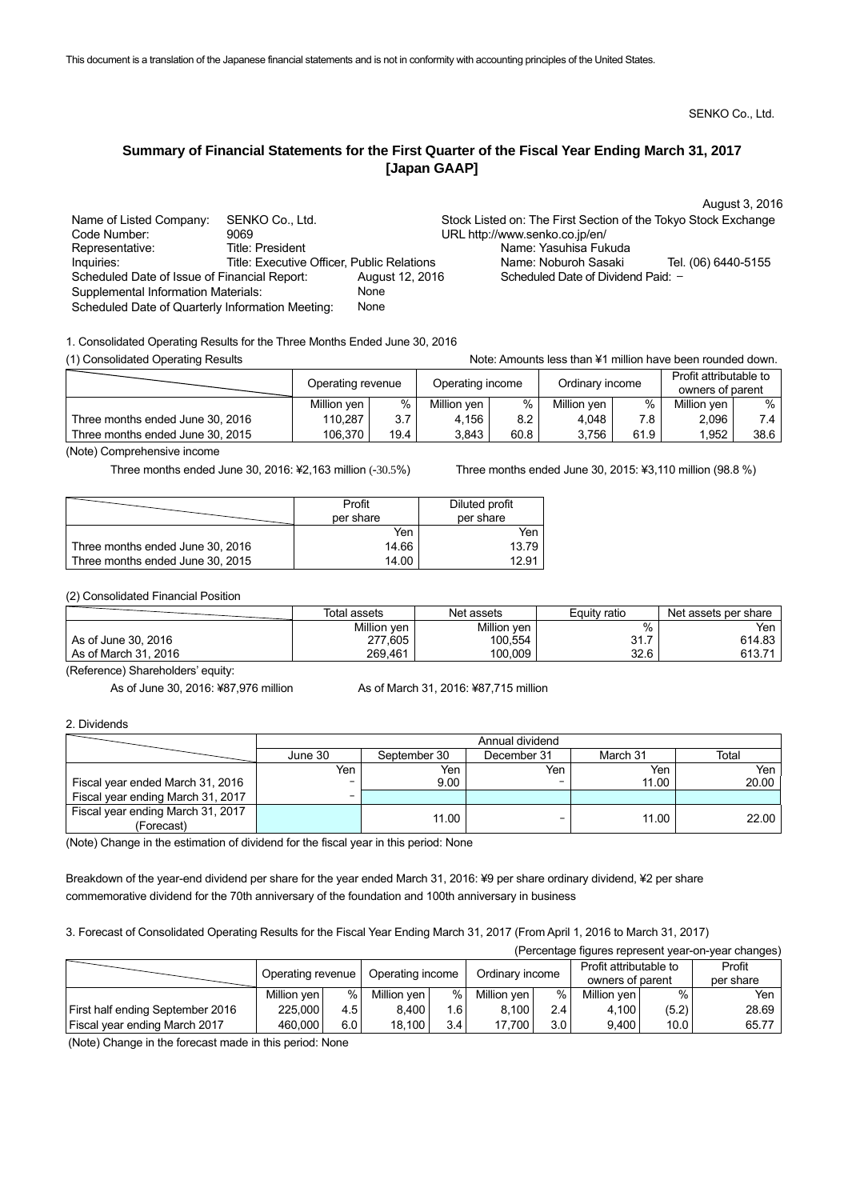This document is a translation of the Japanese financial statements and is not in conformity with accounting principles of the United States.

SENKO Co., Ltd.

## Summary of Financial Statements for the First Quarter of the Fiscal Year Ending March 31, 2017 [Japan GAAP]

August 3, 2016

| | | | |
|---|---|---|---|
| Name of Listed Company: | SENKO Co., Ltd. | Stock Listed on: The First Section of the Tokyo Stock Exchange | |
| Code Number: | 9069 | URL http://www.senko.co.jp/en/ | |
| Representative: | Title: President | Name: Yasuhisa Fukuda | |
| Inquiries: | Title: Executive Officer, Public Relations | Name: Noburoh Sasaki | Tel. (06) 6440-5155 |
| Scheduled Date of Issue of Financial Report: | August 12, 2016 | Scheduled Date of Dividend Paid: − | |
| Supplemental Information Materials: | None | | |
| Scheduled Date of Quarterly Information Meeting: | None | | |

1. Consolidated Operating Results for the Three Months Ended June 30, 2016

(1) Consolidated Operating Results

Note: Amounts less than ¥1 million have been rounded down.

| | Operating revenue | | Operating income | | Ordinary income | | Profit attributable to owners of parent | |
|---|---|---|---|---|---|---|---|---|
| | Million yen | % | Million yen | % | Million yen | % | Million yen | % |
| Three months ended June 30, 2016 | 110,287 | 3.7 | 4,156 | 8.2 | 4,048 | 7.8 | 2,096 | 7.4 |
| Three months ended June 30, 2015 | 106,370 | 19.4 | 3,843 | 60.8 | 3,756 | 61.9 | 1,952 | 38.6 |

(Note) Comprehensive income

Three months ended June 30, 2016: ¥2,163 million (-30.5%)    Three months ended June 30, 2015: ¥3,110 million (98.8 %)

| | Profit per share | Diluted profit per share |
|---|---|---|
| | Yen | Yen |
| Three months ended June 30, 2016 | 14.66 | 13.79 |
| Three months ended June 30, 2015 | 14.00 | 12.91 |

(2) Consolidated Financial Position

| | Total assets | Net assets | Equity ratio | Net assets per share |
|---|---|---|---|---|
| | Million yen | Million yen | % | Yen |
| As of June 30, 2016 | 277,605 | 100,554 | 31.7 | 614.83 |
| As of March 31, 2016 | 269,461 | 100,009 | 32.6 | 613.71 |

(Reference) Shareholders' equity:

As of June 30, 2016: ¥87,976 million    As of March 31, 2016: ¥87,715 million

2. Dividends

| | Annual dividend | | | | |
|---|---|---|---|---|---|
| | June 30 | September 30 | December 31 | March 31 | Total |
| | Yen | Yen | Yen | Yen | Yen |
| Fiscal year ended March 31, 2016 | − | 9.00 | − | 11.00 | 20.00 |
| Fiscal year ending March 31, 2017 | − | | | | |
| Fiscal year ending March 31, 2017 (Forecast) | | 11.00 | − | 11.00 | 22.00 |

(Note) Change in the estimation of dividend for the fiscal year in this period: None

Breakdown of the year-end dividend per share for the year ended March 31, 2016: ¥9 per share ordinary dividend, ¥2 per share commemorative dividend for the 70th anniversary of the foundation and 100th anniversary in business

3. Forecast of Consolidated Operating Results for the Fiscal Year Ending March 31, 2017 (From April 1, 2016 to March 31, 2017)

(Percentage figures represent year-on-year changes)

| | Operating revenue | | Operating income | | Ordinary income | | Profit attributable to owners of parent | | Profit per share |
|---|---|---|---|---|---|---|---|---|---|
| | Million yen | % | Million yen | % | Million yen | % | Million yen | % | Yen |
| First half ending September 2016 | 225,000 | 4.5 | 8,400 | 1.6 | 8,100 | 2.4 | 4,100 | (5.2) | 28.69 |
| Fiscal year ending March 2017 | 460,000 | 6.0 | 18,100 | 3.4 | 17,700 | 3.0 | 9,400 | 10.0 | 65.77 |

(Note) Change in the forecast made in this period: None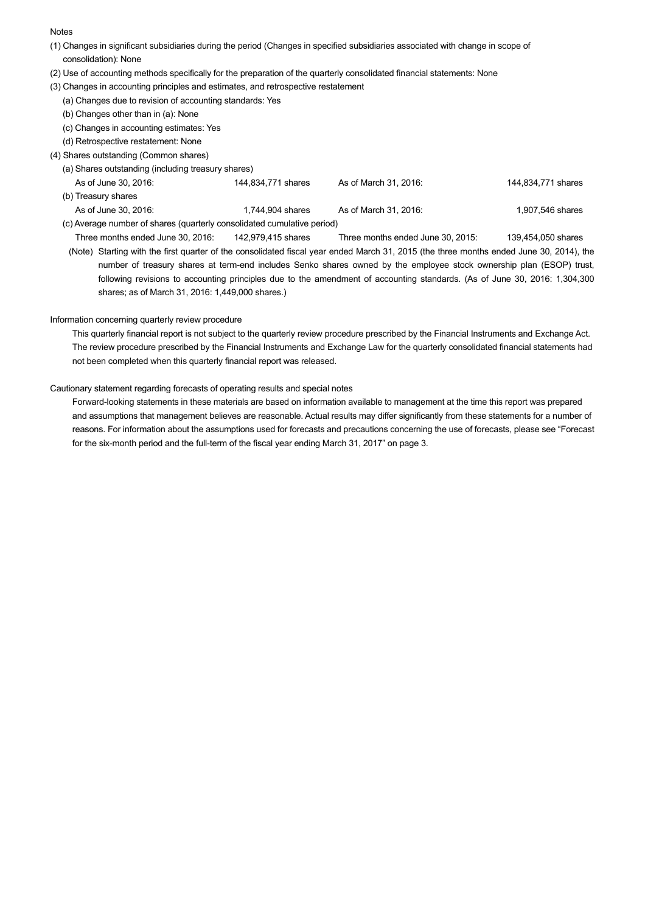Notes

(1) Changes in significant subsidiaries during the period (Changes in specified subsidiaries associated with change in scope of consolidation): None

(2) Use of accounting methods specifically for the preparation of the quarterly consolidated financial statements: None

(3) Changes in accounting principles and estimates, and retrospective restatement

(a) Changes due to revision of accounting standards: Yes

(b) Changes other than in (a): None

(c) Changes in accounting estimates: Yes

(d) Retrospective restatement: None

(4) Shares outstanding (Common shares)

(a) Shares outstanding (including treasury shares)

| As of June 30, 2016: | 144,834,771 shares | As of March 31, 2016: | 144,834,771 shares |
|---|---|---|---|

(b) Treasury shares

| As of June 30, 2016: | 1,744,904 shares | As of March 31, 2016: | 1,907,546 shares |
|---|---|---|---|

(c) Average number of shares (quarterly consolidated cumulative period)

| Three months ended June 30, 2016: | 142,979,415 shares | Three months ended June 30, 2015: | 139,454,050 shares |
|---|---|---|---|

(Note) Starting with the first quarter of the consolidated fiscal year ended March 31, 2015 (the three months ended June 30, 2014), the number of treasury shares at term-end includes Senko shares owned by the employee stock ownership plan (ESOP) trust, following revisions to accounting principles due to the amendment of accounting standards. (As of June 30, 2016: 1,304,300 shares; as of March 31, 2016: 1,449,000 shares.)

Information concerning quarterly review procedure

This quarterly financial report is not subject to the quarterly review procedure prescribed by the Financial Instruments and Exchange Act. The review procedure prescribed by the Financial Instruments and Exchange Law for the quarterly consolidated financial statements had not been completed when this quarterly financial report was released.

Cautionary statement regarding forecasts of operating results and special notes

Forward-looking statements in these materials are based on information available to management at the time this report was prepared and assumptions that management believes are reasonable. Actual results may differ significantly from these statements for a number of reasons. For information about the assumptions used for forecasts and precautions concerning the use of forecasts, please see "Forecast for the six-month period and the full-term of the fiscal year ending March 31, 2017" on page 3.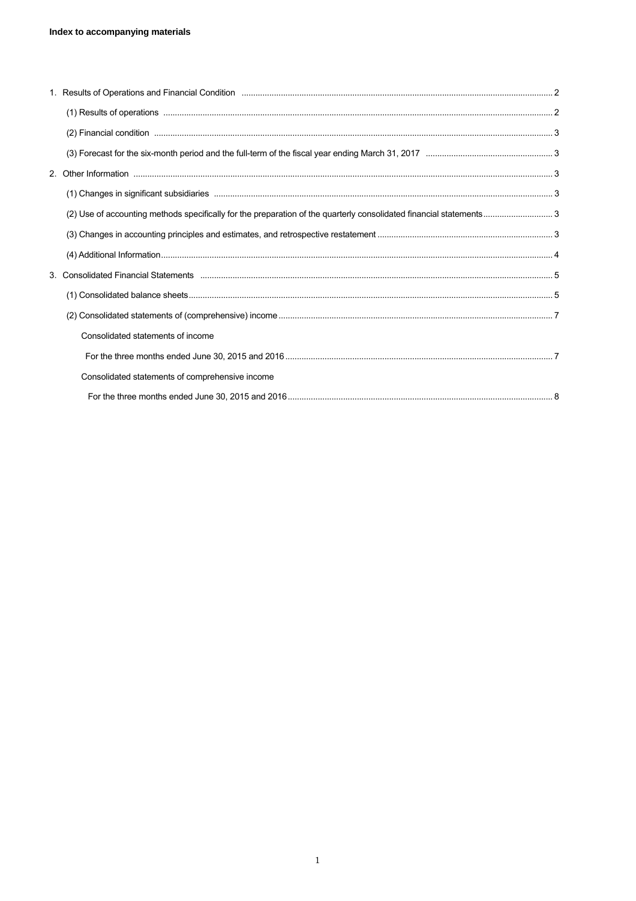**Index to accompanying materials**

1. Results of Operations and Financial Condition ..................... 2
   - (1) Results of operations ..................... 2
   - (2) Financial condition ..................... 3
   - (3) Forecast for the six-month period and the full-term of the fiscal year ending March 31, 2017 ..................... 3
2. Other Information ..................... 3
   - (1) Changes in significant subsidiaries ..................... 3
   - (2) Use of accounting methods specifically for the preparation of the quarterly consolidated financial statements ..................... 3
   - (3) Changes in accounting principles and estimates, and retrospective restatement ..................... 3
   - (4) Additional Information ..................... 4
3. Consolidated Financial Statements ..................... 5
   - (1) Consolidated balance sheets ..................... 5
   - (2) Consolidated statements of (comprehensive) income ..................... 7
     - Consolidated statements of income
       - For the three months ended June 30, 2015 and 2016 ..................... 7
     - Consolidated statements of comprehensive income
       - For the three months ended June 30, 2015 and 2016 ..................... 8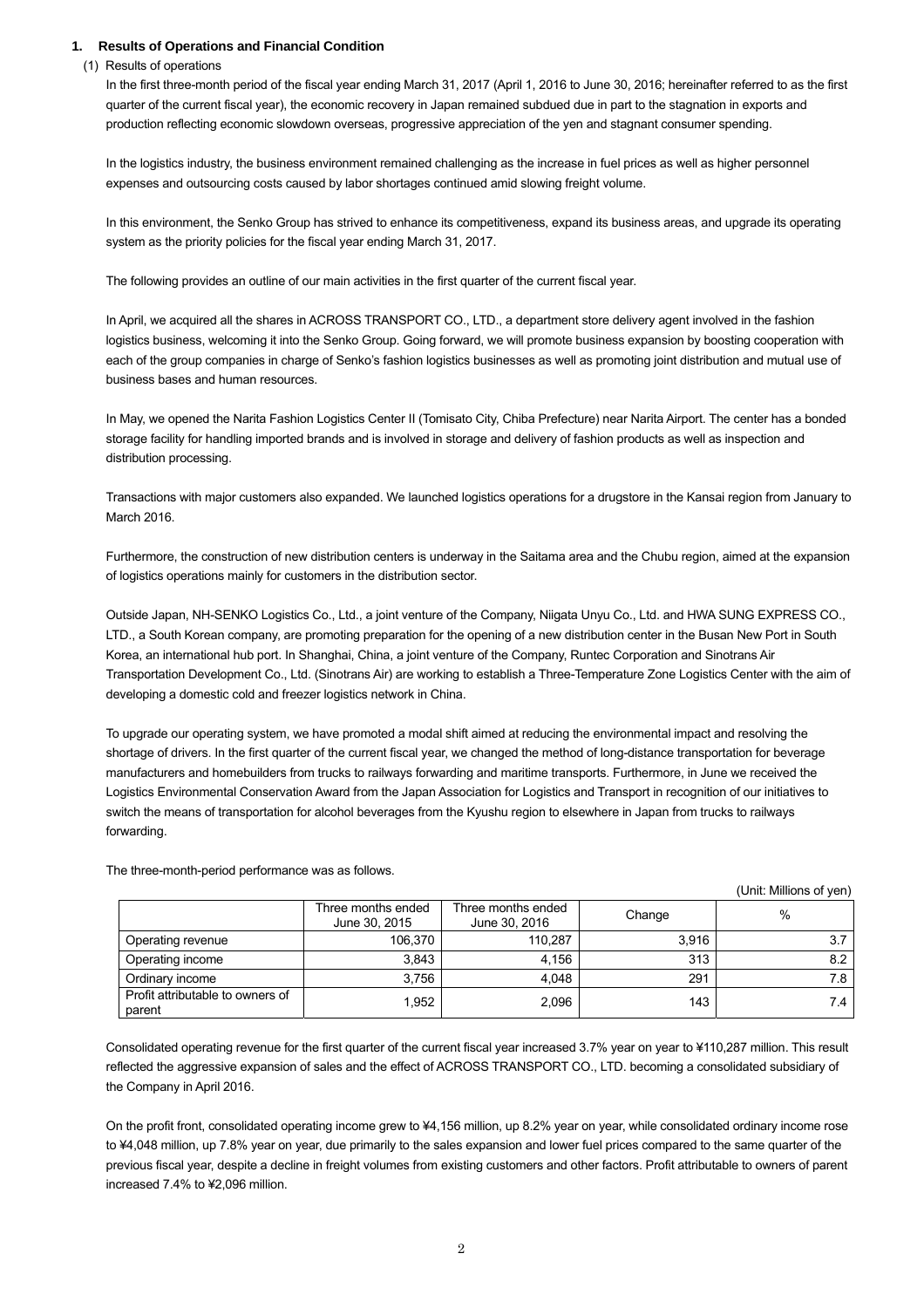## 1. Results of Operations and Financial Condition

### (1) Results of operations

In the first three-month period of the fiscal year ending March 31, 2017 (April 1, 2016 to June 30, 2016; hereinafter referred to as the first quarter of the current fiscal year), the economic recovery in Japan remained subdued due in part to the stagnation in exports and production reflecting economic slowdown overseas, progressive appreciation of the yen and stagnant consumer spending.

In the logistics industry, the business environment remained challenging as the increase in fuel prices as well as higher personnel expenses and outsourcing costs caused by labor shortages continued amid slowing freight volume.

In this environment, the Senko Group has strived to enhance its competitiveness, expand its business areas, and upgrade its operating system as the priority policies for the fiscal year ending March 31, 2017.

The following provides an outline of our main activities in the first quarter of the current fiscal year.

In April, we acquired all the shares in ACROSS TRANSPORT CO., LTD., a department store delivery agent involved in the fashion logistics business, welcoming it into the Senko Group. Going forward, we will promote business expansion by boosting cooperation with each of the group companies in charge of Senko's fashion logistics businesses as well as promoting joint distribution and mutual use of business bases and human resources.

In May, we opened the Narita Fashion Logistics Center II (Tomisato City, Chiba Prefecture) near Narita Airport. The center has a bonded storage facility for handling imported brands and is involved in storage and delivery of fashion products as well as inspection and distribution processing.

Transactions with major customers also expanded. We launched logistics operations for a drugstore in the Kansai region from January to March 2016.

Furthermore, the construction of new distribution centers is underway in the Saitama area and the Chubu region, aimed at the expansion of logistics operations mainly for customers in the distribution sector.

Outside Japan, NH-SENKO Logistics Co., Ltd., a joint venture of the Company, Niigata Unyu Co., Ltd. and HWA SUNG EXPRESS CO., LTD., a South Korean company, are promoting preparation for the opening of a new distribution center in the Busan New Port in South Korea, an international hub port. In Shanghai, China, a joint venture of the Company, Runtec Corporation and Sinotrans Air Transportation Development Co., Ltd. (Sinotrans Air) are working to establish a Three-Temperature Zone Logistics Center with the aim of developing a domestic cold and freezer logistics network in China.

To upgrade our operating system, we have promoted a modal shift aimed at reducing the environmental impact and resolving the shortage of drivers. In the first quarter of the current fiscal year, we changed the method of long-distance transportation for beverage manufacturers and homebuilders from trucks to railways forwarding and maritime transports. Furthermore, in June we received the Logistics Environmental Conservation Award from the Japan Association for Logistics and Transport in recognition of our initiatives to switch the means of transportation for alcohol beverages from the Kyushu region to elsewhere in Japan from trucks to railways forwarding.

The three-month-period performance was as follows.

(Unit: Millions of yen)

| | Three months ended June 30, 2015 | Three months ended June 30, 2016 | Change | % |
|---|---|---|---|---|
| Operating revenue | 106,370 | 110,287 | 3,916 | 3.7 |
| Operating income | 3,843 | 4,156 | 313 | 8.2 |
| Ordinary income | 3,756 | 4,048 | 291 | 7.8 |
| Profit attributable to owners of parent | 1,952 | 2,096 | 143 | 7.4 |

Consolidated operating revenue for the first quarter of the current fiscal year increased 3.7% year on year to ¥110,287 million. This result reflected the aggressive expansion of sales and the effect of ACROSS TRANSPORT CO., LTD. becoming a consolidated subsidiary of the Company in April 2016.

On the profit front, consolidated operating income grew to ¥4,156 million, up 8.2% year on year, while consolidated ordinary income rose to ¥4,048 million, up 7.8% year on year, due primarily to the sales expansion and lower fuel prices compared to the same quarter of the previous fiscal year, despite a decline in freight volumes from existing customers and other factors. Profit attributable to owners of parent increased 7.4% to ¥2,096 million.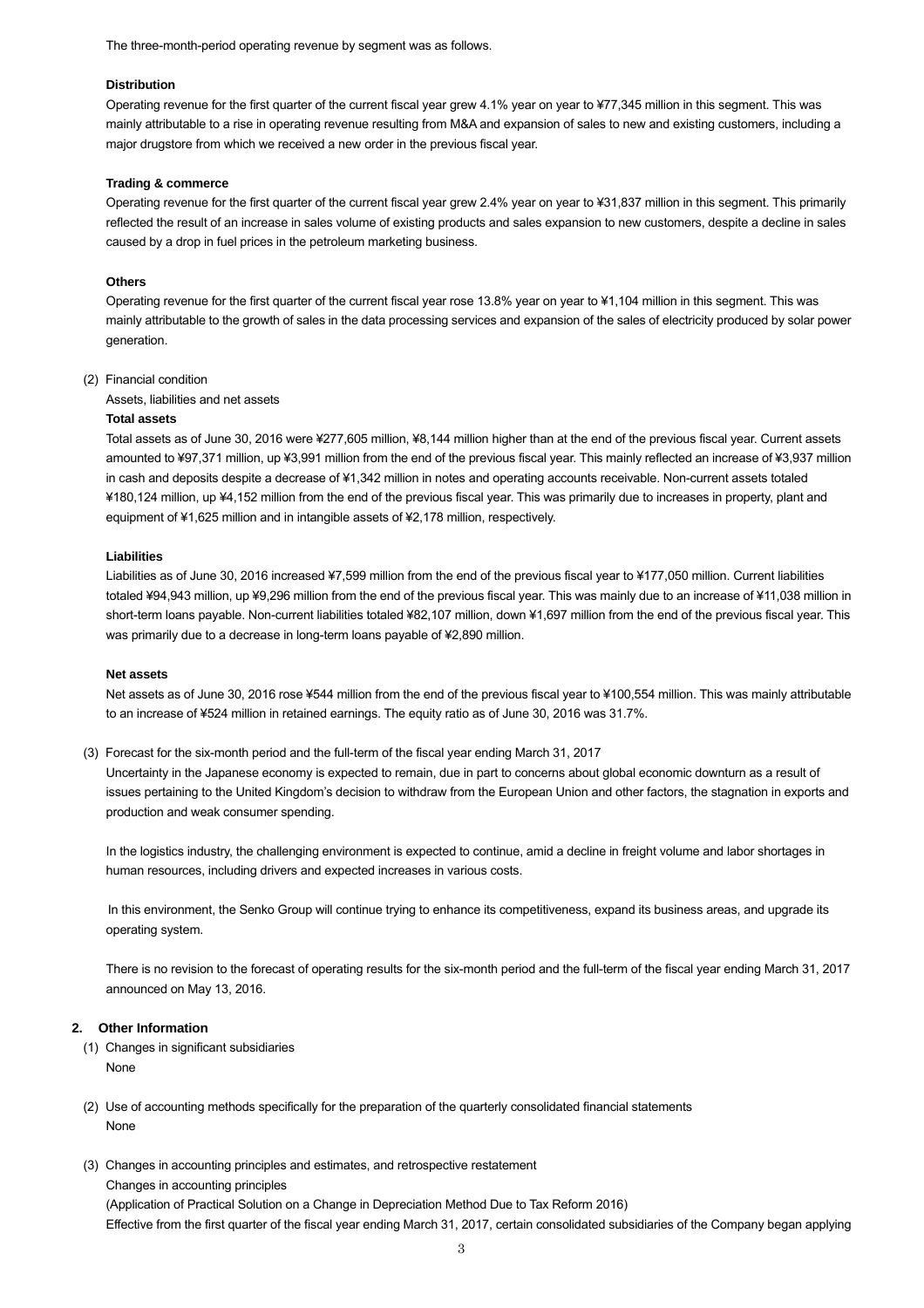The three-month-period operating revenue by segment was as follows.

**Distribution**

Operating revenue for the first quarter of the current fiscal year grew 4.1% year on year to ¥77,345 million in this segment. This was mainly attributable to a rise in operating revenue resulting from M&A and expansion of sales to new and existing customers, including a major drugstore from which we received a new order in the previous fiscal year.

**Trading & commerce**

Operating revenue for the first quarter of the current fiscal year grew 2.4% year on year to ¥31,837 million in this segment. This primarily reflected the result of an increase in sales volume of existing products and sales expansion to new customers, despite a decline in sales caused by a drop in fuel prices in the petroleum marketing business.

**Others**

Operating revenue for the first quarter of the current fiscal year rose 13.8% year on year to ¥1,104 million in this segment. This was mainly attributable to the growth of sales in the data processing services and expansion of the sales of electricity produced by solar power generation.

(2) Financial condition

Assets, liabilities and net assets

**Total assets**

Total assets as of June 30, 2016 were ¥277,605 million, ¥8,144 million higher than at the end of the previous fiscal year. Current assets amounted to ¥97,371 million, up ¥3,991 million from the end of the previous fiscal year. This mainly reflected an increase of ¥3,937 million in cash and deposits despite a decrease of ¥1,342 million in notes and operating accounts receivable. Non-current assets totaled ¥180,124 million, up ¥4,152 million from the end of the previous fiscal year. This was primarily due to increases in property, plant and equipment of ¥1,625 million and in intangible assets of ¥2,178 million, respectively.

**Liabilities**

Liabilities as of June 30, 2016 increased ¥7,599 million from the end of the previous fiscal year to ¥177,050 million. Current liabilities totaled ¥94,943 million, up ¥9,296 million from the end of the previous fiscal year. This was mainly due to an increase of ¥11,038 million in short-term loans payable. Non-current liabilities totaled ¥82,107 million, down ¥1,697 million from the end of the previous fiscal year. This was primarily due to a decrease in long-term loans payable of ¥2,890 million.

**Net assets**

Net assets as of June 30, 2016 rose ¥544 million from the end of the previous fiscal year to ¥100,554 million. This was mainly attributable to an increase of ¥524 million in retained earnings. The equity ratio as of June 30, 2016 was 31.7%.

(3) Forecast for the six-month period and the full-term of the fiscal year ending March 31, 2017

Uncertainty in the Japanese economy is expected to remain, due in part to concerns about global economic downturn as a result of issues pertaining to the United Kingdom's decision to withdraw from the European Union and other factors, the stagnation in exports and production and weak consumer spending.

In the logistics industry, the challenging environment is expected to continue, amid a decline in freight volume and labor shortages in human resources, including drivers and expected increases in various costs.

In this environment, the Senko Group will continue trying to enhance its competitiveness, expand its business areas, and upgrade its operating system.

There is no revision to the forecast of operating results for the six-month period and the full-term of the fiscal year ending March 31, 2017 announced on May 13, 2016.

## 2. Other Information

(1) Changes in significant subsidiaries

None

(2) Use of accounting methods specifically for the preparation of the quarterly consolidated financial statements

None

(3) Changes in accounting principles and estimates, and retrospective restatement

Changes in accounting principles

(Application of Practical Solution on a Change in Depreciation Method Due to Tax Reform 2016)

Effective from the first quarter of the fiscal year ending March 31, 2017, certain consolidated subsidiaries of the Company began applying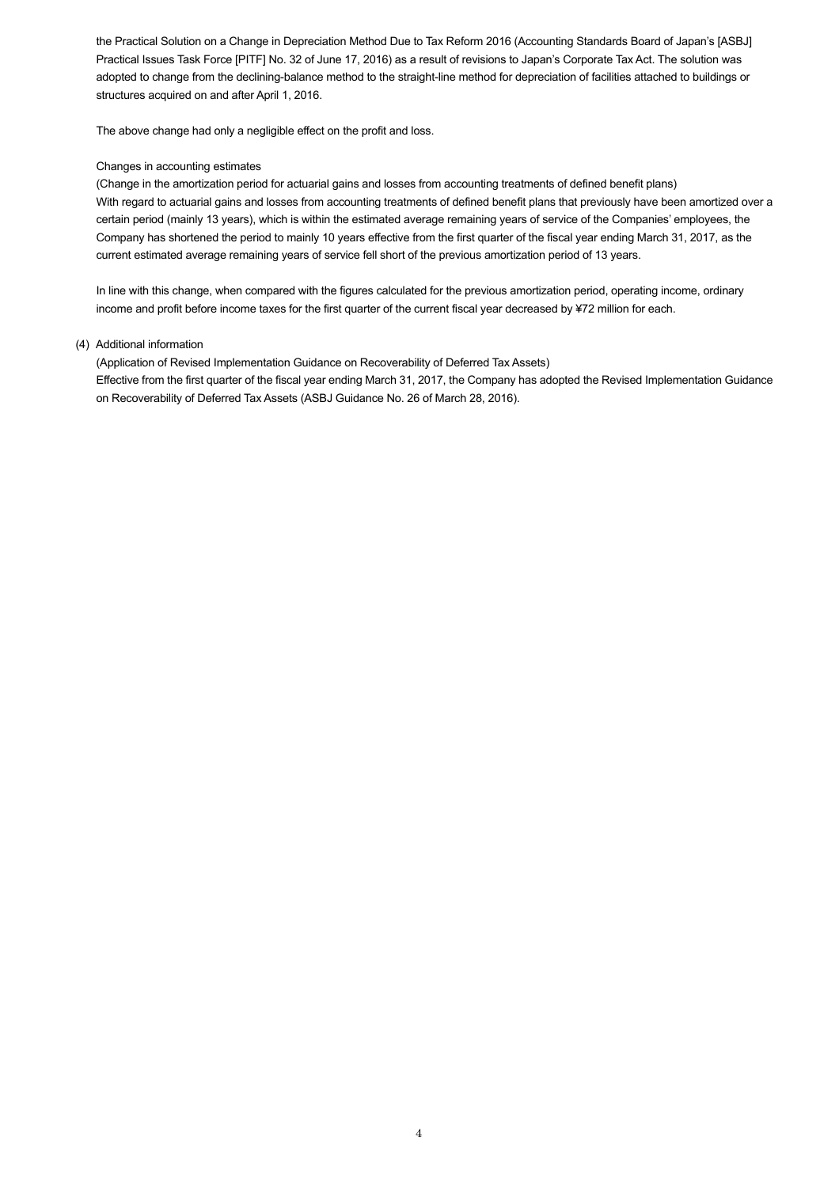the Practical Solution on a Change in Depreciation Method Due to Tax Reform 2016 (Accounting Standards Board of Japan's [ASBJ] Practical Issues Task Force [PITF] No. 32 of June 17, 2016) as a result of revisions to Japan's Corporate Tax Act. The solution was adopted to change from the declining-balance method to the straight-line method for depreciation of facilities attached to buildings or structures acquired on and after April 1, 2016.

The above change had only a negligible effect on the profit and loss.

Changes in accounting estimates

(Change in the amortization period for actuarial gains and losses from accounting treatments of defined benefit plans)

With regard to actuarial gains and losses from accounting treatments of defined benefit plans that previously have been amortized over a certain period (mainly 13 years), which is within the estimated average remaining years of service of the Companies' employees, the Company has shortened the period to mainly 10 years effective from the first quarter of the fiscal year ending March 31, 2017, as the current estimated average remaining years of service fell short of the previous amortization period of 13 years.

In line with this change, when compared with the figures calculated for the previous amortization period, operating income, ordinary income and profit before income taxes for the first quarter of the current fiscal year decreased by ¥72 million for each.

(4) Additional information

(Application of Revised Implementation Guidance on Recoverability of Deferred Tax Assets)

Effective from the first quarter of the fiscal year ending March 31, 2017, the Company has adopted the Revised Implementation Guidance on Recoverability of Deferred Tax Assets (ASBJ Guidance No. 26 of March 28, 2016).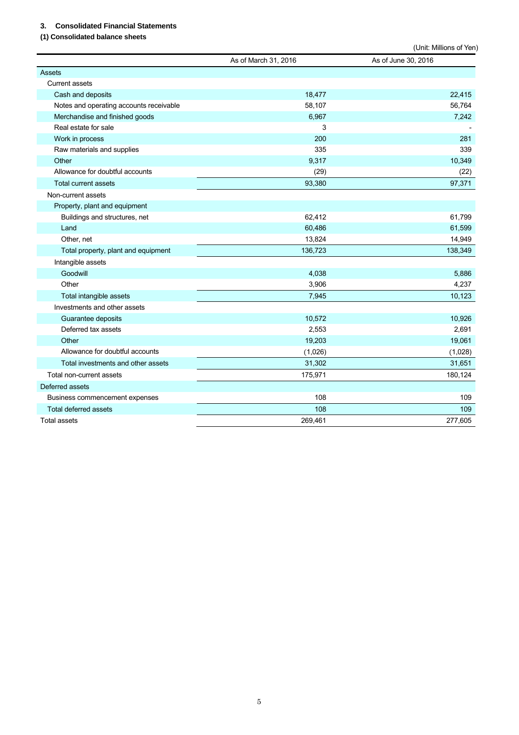### 3. Consolidated Financial Statements

#### (1) Consolidated balance sheets

(Unit: Millions of Yen)

| | As of March 31, 2016 | As of June 30, 2016 |
|---|---|---|
| Assets | | |
| Current assets | | |
| Cash and deposits | 18,477 | 22,415 |
| Notes and operating accounts receivable | 58,107 | 56,764 |
| Merchandise and finished goods | 6,967 | 7,242 |
| Real estate for sale | 3 | - |
| Work in process | 200 | 281 |
| Raw materials and supplies | 335 | 339 |
| Other | 9,317 | 10,349 |
| Allowance for doubtful accounts | (29) | (22) |
| Total current assets | 93,380 | 97,371 |
| Non-current assets | | |
| Property, plant and equipment | | |
| Buildings and structures, net | 62,412 | 61,799 |
| Land | 60,486 | 61,599 |
| Other, net | 13,824 | 14,949 |
| Total property, plant and equipment | 136,723 | 138,349 |
| Intangible assets | | |
| Goodwill | 4,038 | 5,886 |
| Other | 3,906 | 4,237 |
| Total intangible assets | 7,945 | 10,123 |
| Investments and other assets | | |
| Guarantee deposits | 10,572 | 10,926 |
| Deferred tax assets | 2,553 | 2,691 |
| Other | 19,203 | 19,061 |
| Allowance for doubtful accounts | (1,026) | (1,028) |
| Total investments and other assets | 31,302 | 31,651 |
| Total non-current assets | 175,971 | 180,124 |
| Deferred assets | | |
| Business commencement expenses | 108 | 109 |
| Total deferred assets | 108 | 109 |
| Total assets | 269,461 | 277,605 |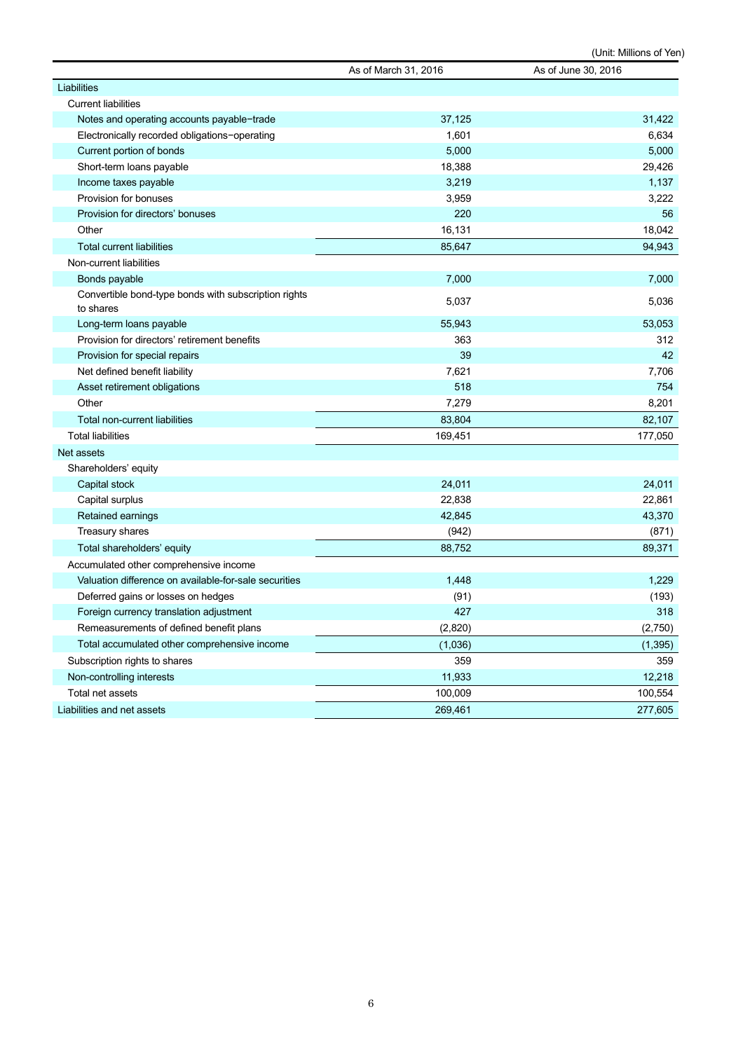(Unit: Millions of Yen)

| | As of March 31, 2016 | As of June 30, 2016 |
|---|---|---|
| Liabilities | | |
| Current liabilities | | |
| Notes and operating accounts payable−trade | 37,125 | 31,422 |
| Electronically recorded obligations−operating | 1,601 | 6,634 |
| Current portion of bonds | 5,000 | 5,000 |
| Short-term loans payable | 18,388 | 29,426 |
| Income taxes payable | 3,219 | 1,137 |
| Provision for bonuses | 3,959 | 3,222 |
| Provision for directors' bonuses | 220 | 56 |
| Other | 16,131 | 18,042 |
| Total current liabilities | 85,647 | 94,943 |
| Non-current liabilities | | |
| Bonds payable | 7,000 | 7,000 |
| Convertible bond-type bonds with subscription rights to shares | 5,037 | 5,036 |
| Long-term loans payable | 55,943 | 53,053 |
| Provision for directors' retirement benefits | 363 | 312 |
| Provision for special repairs | 39 | 42 |
| Net defined benefit liability | 7,621 | 7,706 |
| Asset retirement obligations | 518 | 754 |
| Other | 7,279 | 8,201 |
| Total non-current liabilities | 83,804 | 82,107 |
| Total liabilities | 169,451 | 177,050 |
| Net assets | | |
| Shareholders' equity | | |
| Capital stock | 24,011 | 24,011 |
| Capital surplus | 22,838 | 22,861 |
| Retained earnings | 42,845 | 43,370 |
| Treasury shares | (942) | (871) |
| Total shareholders' equity | 88,752 | 89,371 |
| Accumulated other comprehensive income | | |
| Valuation difference on available-for-sale securities | 1,448 | 1,229 |
| Deferred gains or losses on hedges | (91) | (193) |
| Foreign currency translation adjustment | 427 | 318 |
| Remeasurements of defined benefit plans | (2,820) | (2,750) |
| Total accumulated other comprehensive income | (1,036) | (1,395) |
| Subscription rights to shares | 359 | 359 |
| Non-controlling interests | 11,933 | 12,218 |
| Total net assets | 100,009 | 100,554 |
| Liabilities and net assets | 269,461 | 277,605 |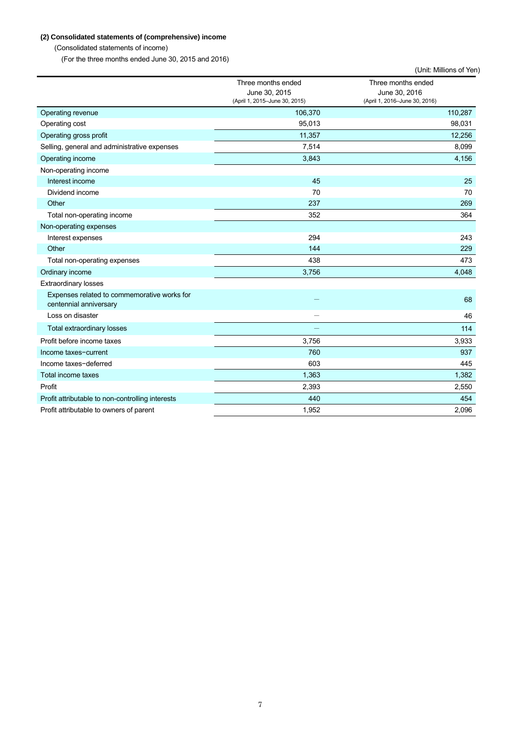**(2) Consolidated statements of (comprehensive) income**

(Consolidated statements of income)

(For the three months ended June 30, 2015 and 2016)

(Unit: Millions of Yen)

| | Three months ended June 30, 2015 (April 1, 2015–June 30, 2015) | Three months ended June 30, 2016 (April 1, 2016–June 30, 2016) |
|---|---|---|
| Operating revenue | 106,370 | 110,287 |
| Operating cost | 95,013 | 98,031 |
| Operating gross profit | 11,357 | 12,256 |
| Selling, general and administrative expenses | 7,514 | 8,099 |
| Operating income | 3,843 | 4,156 |
| Non-operating income | | |
| Interest income | 45 | 25 |
| Dividend income | 70 | 70 |
| Other | 237 | 269 |
| Total non-operating income | 352 | 364 |
| Non-operating expenses | | |
| Interest expenses | 294 | 243 |
| Other | 144 | 229 |
| Total non-operating expenses | 438 | 473 |
| Ordinary income | 3,756 | 4,048 |
| Extraordinary losses | | |
| Expenses related to commemorative works for centennial anniversary | – | 68 |
| Loss on disaster | – | 46 |
| Total extraordinary losses | – | 114 |
| Profit before income taxes | 3,756 | 3,933 |
| Income taxes−current | 760 | 937 |
| Income taxes−deferred | 603 | 445 |
| Total income taxes | 1,363 | 1,382 |
| Profit | 2,393 | 2,550 |
| Profit attributable to non-controlling interests | 440 | 454 |
| Profit attributable to owners of parent | 1,952 | 2,096 |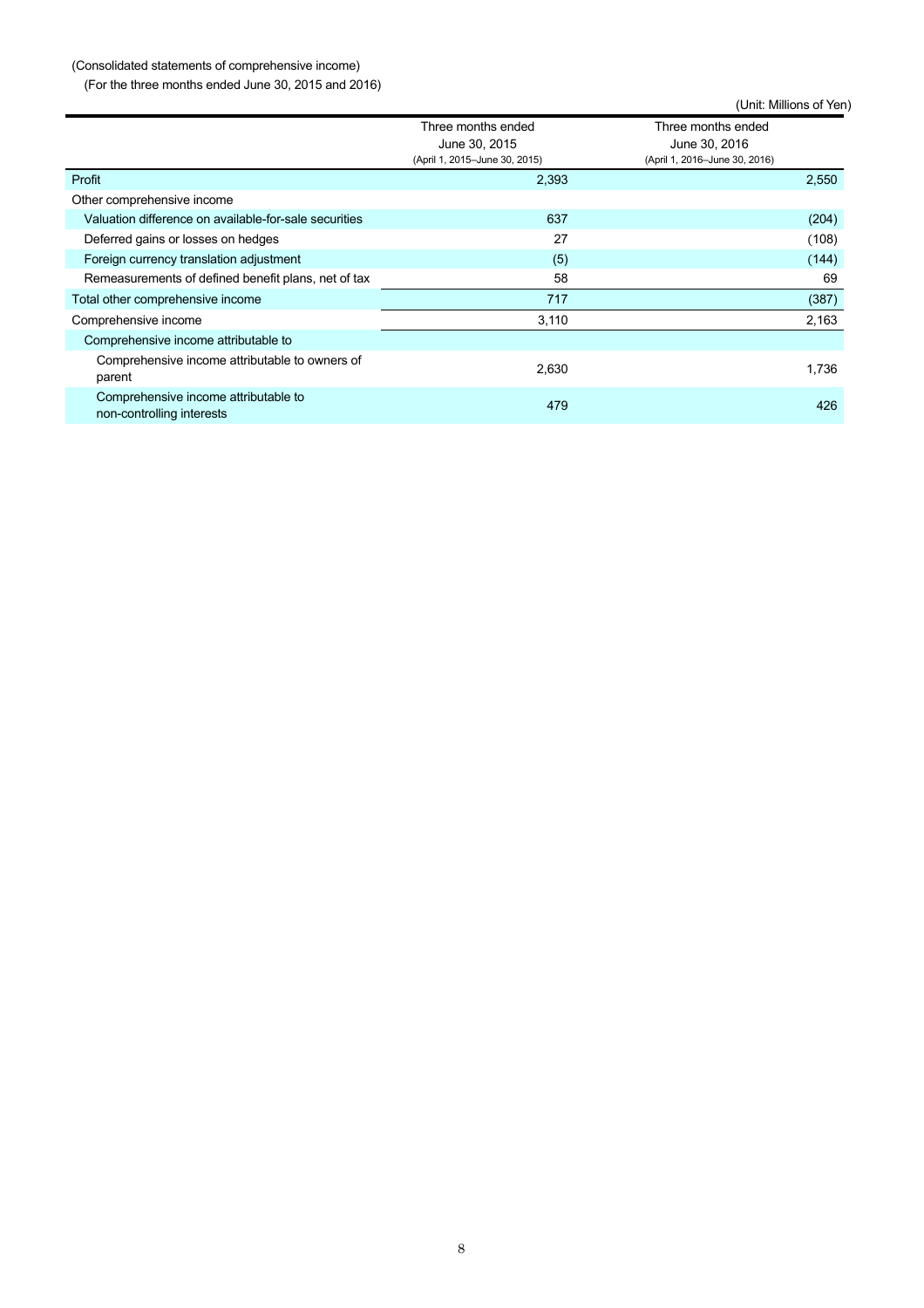(Consolidated statements of comprehensive income)

(For the three months ended June 30, 2015 and 2016)

(Unit: Millions of Yen)

| | Three months ended June 30, 2015 (April 1, 2015–June 30, 2015) | Three months ended June 30, 2016 (April 1, 2016–June 30, 2016) |
|---|---|---|
| Profit | 2,393 | 2,550 |
| Other comprehensive income | | |
| Valuation difference on available-for-sale securities | 637 | (204) |
| Deferred gains or losses on hedges | 27 | (108) |
| Foreign currency translation adjustment | (5) | (144) |
| Remeasurements of defined benefit plans, net of tax | 58 | 69 |
| Total other comprehensive income | 717 | (387) |
| Comprehensive income | 3,110 | 2,163 |
| Comprehensive income attributable to | | |
| Comprehensive income attributable to owners of parent | 2,630 | 1,736 |
| Comprehensive income attributable to non-controlling interests | 479 | 426 |